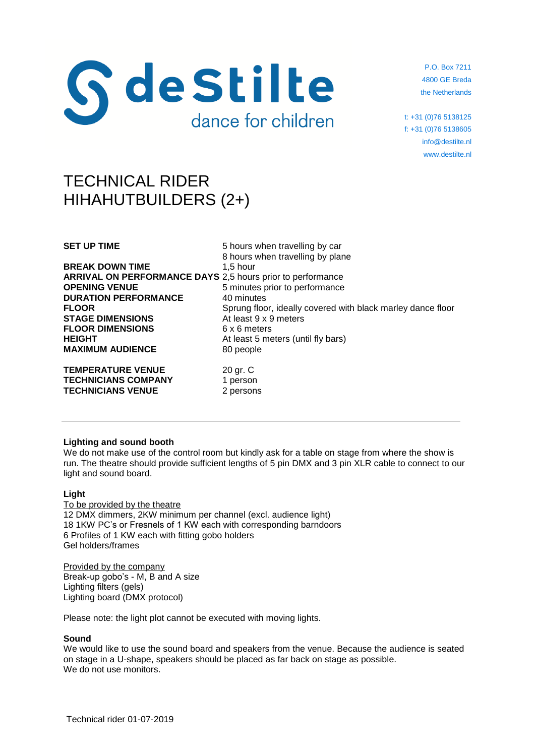de Stilte
dance for children

P.O. Box 7211
4800 GE Breda
the Netherlands

t: +31 (0)76 5138125
f: +31 (0)76 5138605
info@destilte.nl
www.destilte.nl

# TECHNICAL RIDER
# HIHAHUTBUILDERS (2+)

| | |
|---|---|
| **SET UP TIME** | 5 hours when travelling by car<br>8 hours when travelling by plane |
| **BREAK DOWN TIME** | 1,5 hour |
| **ARRIVAL ON PERFORMANCE DAYS** | 2,5 hours prior to performance |
| **OPENING VENUE** | 5 minutes prior to performance |
| **DURATION PERFORMANCE** | 40 minutes |
| **FLOOR** | Sprung floor, ideally covered with black marley dance floor |
| **STAGE DIMENSIONS** | At least 9 x 9 meters |
| **FLOOR DIMENSIONS** | 6 x 6 meters |
| **HEIGHT** | At least 5 meters (until fly bars) |
| **MAXIMUM AUDIENCE** | 80 people |
| **TEMPERATURE VENUE** | 20 gr. C |
| **TECHNICIANS COMPANY** | 1 person |
| **TECHNICIANS VENUE** | 2 persons |

---

**Lighting and sound booth**
We do not make use of the control room but kindly ask for a table on stage from where the show is run. The theatre should provide sufficient lengths of 5 pin DMX and 3 pin XLR cable to connect to our light and sound board.

**Light**
To be provided by the theatre
12 DMX dimmers, 2KW minimum per channel (excl. audience light)
18 1KW PC's or Fresnels of 1 KW each with corresponding barndoors
6 Profiles of 1 KW each with fitting gobo holders
Gel holders/frames

Provided by the company
Break-up gobo's - M, B and A size
Lighting filters (gels)
Lighting board (DMX protocol)

Please note: the light plot cannot be executed with moving lights.

**Sound**
We would like to use the sound board and speakers from the venue. Because the audience is seated on stage in a U-shape, speakers should be placed as far back on stage as possible.
We do not use monitors.

Technical rider 01-07-2019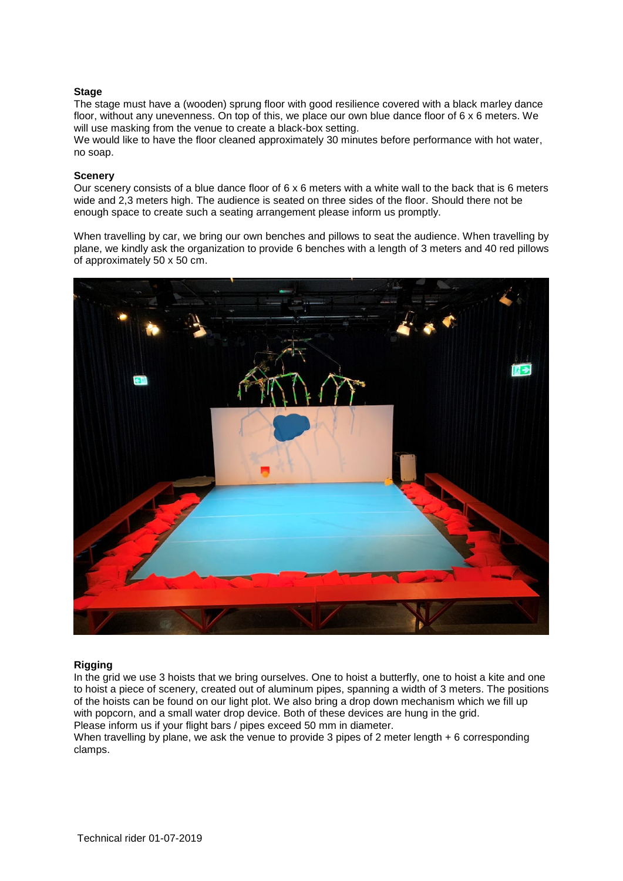### Stage

The stage must have a (wooden) sprung floor with good resilience covered with a black marley dance floor, without any unevenness. On top of this, we place our own blue dance floor of 6 x 6 meters. We will use masking from the venue to create a black-box setting.
We would like to have the floor cleaned approximately 30 minutes before performance with hot water, no soap.

### Scenery

Our scenery consists of a blue dance floor of 6 x 6 meters with a white wall to the back that is 6 meters wide and 2,3 meters high. The audience is seated on three sides of the floor. Should there not be enough space to create such a seating arrangement please inform us promptly.

When travelling by car, we bring our own benches and pillows to seat the audience. When travelling by plane, we kindly ask the organization to provide 6 benches with a length of 3 meters and 40 red pillows of approximately 50 x 50 cm.

### Rigging

In the grid we use 3 hoists that we bring ourselves. One to hoist a butterfly, one to hoist a kite and one to hoist a piece of scenery, created out of aluminum pipes, spanning a width of 3 meters. The positions of the hoists can be found on our light plot. We also bring a drop down mechanism which we fill up with popcorn, and a small water drop device. Both of these devices are hung in the grid.
Please inform us if your flight bars / pipes exceed 50 mm in diameter.
When travelling by plane, we ask the venue to provide 3 pipes of 2 meter length + 6 corresponding clamps.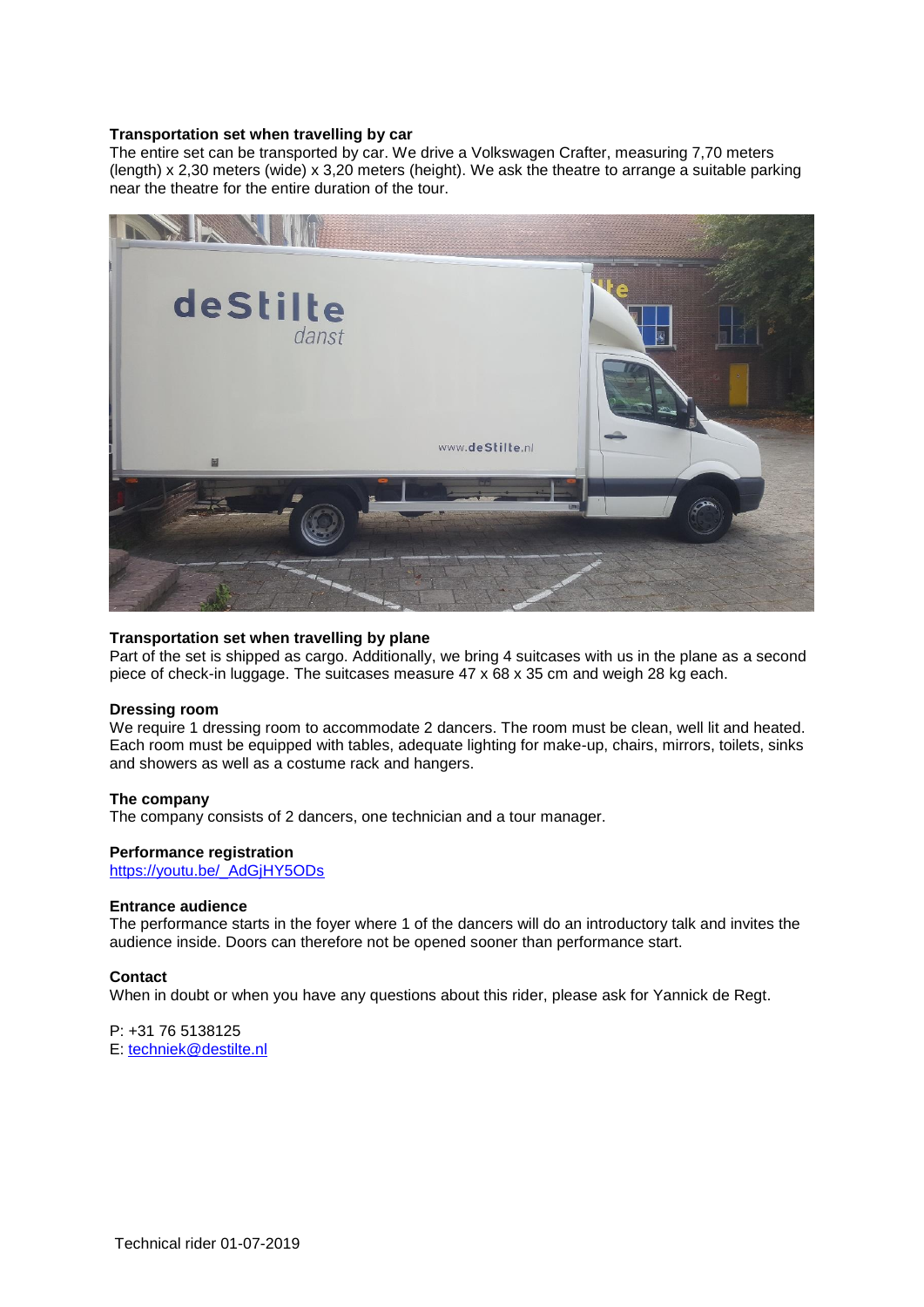**Transportation set when travelling by car**

The entire set can be transported by car. We drive a Volkswagen Crafter, measuring 7,70 meters (length) x 2,30 meters (wide) x 3,20 meters (height). We ask the theatre to arrange a suitable parking near the theatre for the entire duration of the tour.

**Transportation set when travelling by plane**

Part of the set is shipped as cargo. Additionally, we bring 4 suitcases with us in the plane as a second piece of check-in luggage. The suitcases measure 47 x 68 x 35 cm and weigh 28 kg each.

**Dressing room**

We require 1 dressing room to accommodate 2 dancers. The room must be clean, well lit and heated. Each room must be equipped with tables, adequate lighting for make-up, chairs, mirrors, toilets, sinks and showers as well as a costume rack and hangers.

**The company**

The company consists of 2 dancers, one technician and a tour manager.

**Performance registration**

[https://youtu.be/_AdGjHY5ODs](https://youtu.be/_AdGjHY5ODs)

**Entrance audience**

The performance starts in the foyer where 1 of the dancers will do an introductory talk and invites the audience inside. Doors can therefore not be opened sooner than performance start.

**Contact**

When in doubt or when you have any questions about this rider, please ask for Yannick de Regt.

P: +31 76 5138125
E: [techniek@destilte.nl](mailto:techniek@destilte.nl)

Technical rider 01-07-2019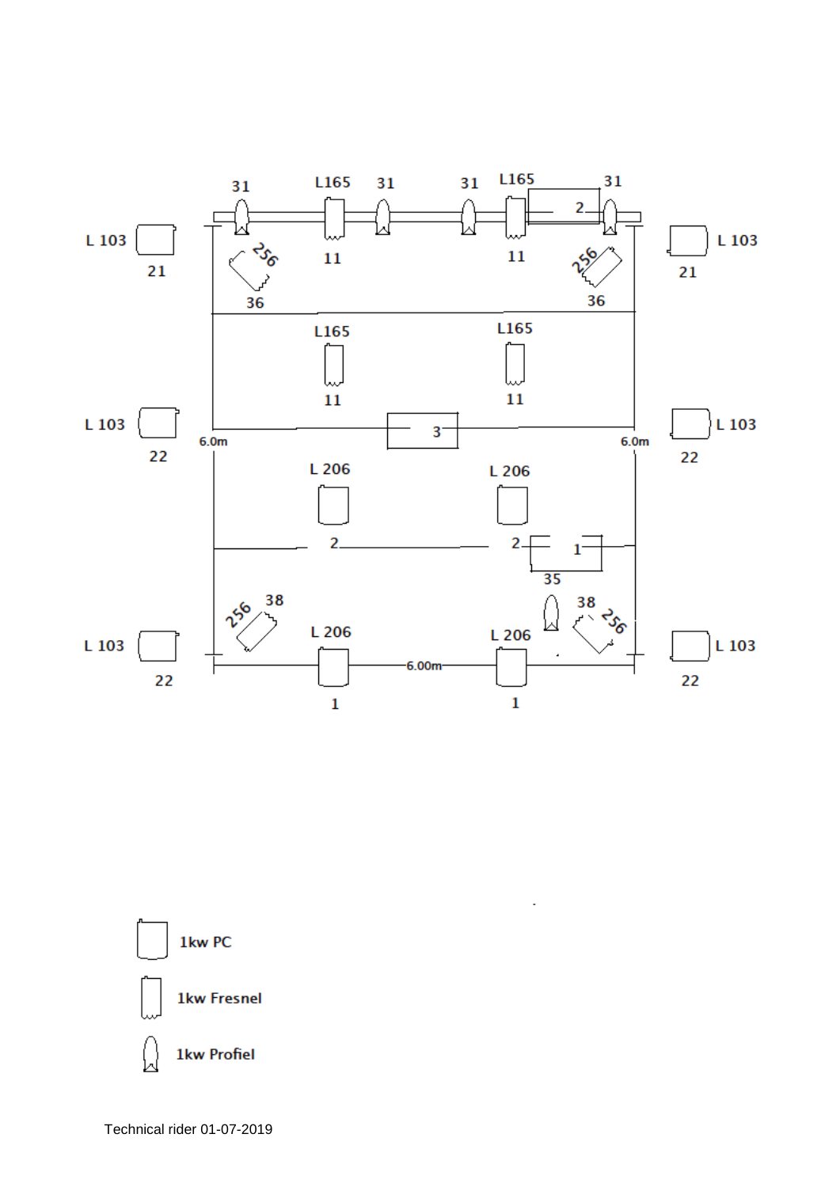31 L165 31 31 L165 31

2

L 103 L 103

256 256

21 11 11 21

36 36

L165 L165

11 11

L 103 L 103

3

22 6.0m 6.0m 22

L 206 L 206

2 2 1

35

256 38 38 256

L 103 L 206 L 206 L 103

6.00m

22 22

1 1

1kw PC

1kw Fresnel

1kw Profiel

Technical rider 01-07-2019